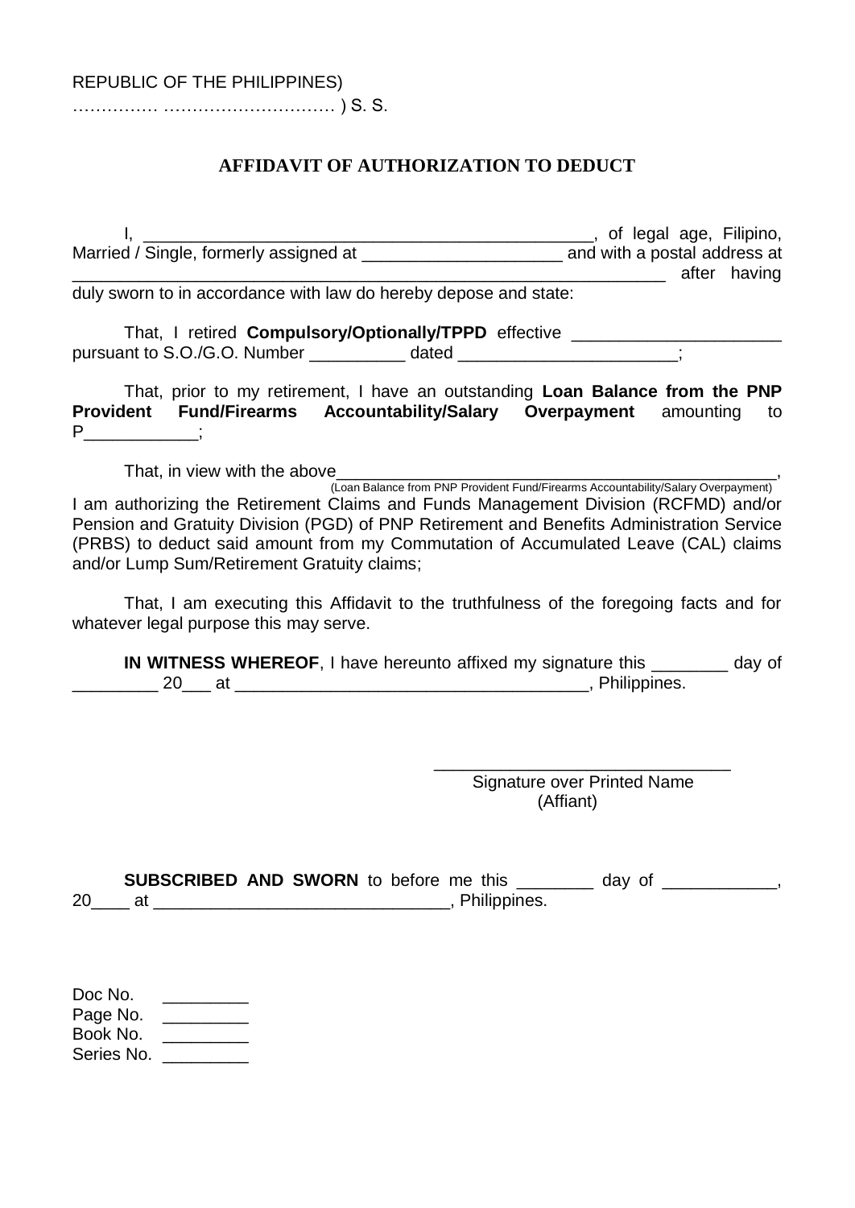REPUBLIC OF THE PHILIPPINES)
…………… ………………………… ) S. S.

**AFFIDAVIT OF AUTHORIZATION TO DEDUCT**

I, _______________________________________________, of legal age, Filipino, Married / Single, formerly assigned at _____________________ and with a postal address at ______________________________________________________________ after having duly sworn to in accordance with law do hereby depose and state:

That, I retired **Compulsory/Optionally/TPPD** effective ______________________ pursuant to S.O./G.O. Number __________ dated _______________________;

That, prior to my retirement, I have an outstanding **Loan Balance from the PNP Provident Fund/Firearms Accountability/Salary Overpayment** amounting to P____________;

That, in view with the above_______________________________________________,
(Loan Balance from PNP Provident Fund/Firearms Accountability/Salary Overpayment)
I am authorizing the Retirement Claims and Funds Management Division (RCFMD) and/or Pension and Gratuity Division (PGD) of PNP Retirement and Benefits Administration Service (PRBS) to deduct said amount from my Commutation of Accumulated Leave (CAL) claims and/or Lump Sum/Retirement Gratuity claims;

That, I am executing this Affidavit to the truthfulness of the foregoing facts and for whatever legal purpose this may serve.

**IN WITNESS WHEREOF**, I have hereunto affixed my signature this ________ day of _________ 20___ at ____________________________________, Philippines.

_______________________________
Signature over Printed Name
(Affiant)

**SUBSCRIBED AND SWORN** to before me this ________ day of ____________, 20____ at ______________________________, Philippines.

Doc No. _________
Page No. _________
Book No. _________
Series No. _________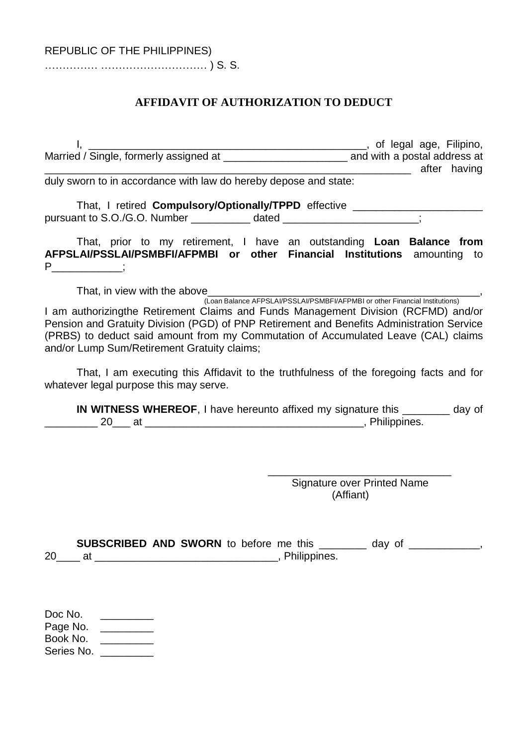REPUBLIC OF THE PHILIPPINES)
…………… ………………………… ) S. S.

**AFFIDAVIT OF AUTHORIZATION TO DEDUCT**

I, _______________________________________________, of legal age, Filipino, Married / Single, formerly assigned at _____________________ and with a postal address at ________________________________________________________________ after having duly sworn to in accordance with law do hereby depose and state:

That, I retired **Compulsory/Optionally/TPPD** effective ______________________ pursuant to S.O./G.O. Number __________ dated _______________________;

That, prior to my retirement, I have an outstanding **Loan Balance from AFPSLAI/PSSLAI/PSMBFI/AFPMBI or other Financial Institutions** amounting to P___________;

That, in view with the above_______________________________________________,
(Loan Balance AFPSLAI/PSSLAI/PSMBFI/AFPMBI or other Financial Institutions)
I am authorizingthe Retirement Claims and Funds Management Division (RCFMD) and/or Pension and Gratuity Division (PGD) of PNP Retirement and Benefits Administration Service (PRBS) to deduct said amount from my Commutation of Accumulated Leave (CAL) claims and/or Lump Sum/Retirement Gratuity claims;

That, I am executing this Affidavit to the truthfulness of the foregoing facts and for whatever legal purpose this may serve.

**IN WITNESS WHEREOF**, I have hereunto affixed my signature this ________ day of _________ 20___ at ____________________________________, Philippines.

_______________________________
Signature over Printed Name
(Affiant)

**SUBSCRIBED AND SWORN** to before me this ________ day of ____________, 20____ at ______________________________, Philippines.

Doc No. _________
Page No. _________
Book No. _________
Series No. _________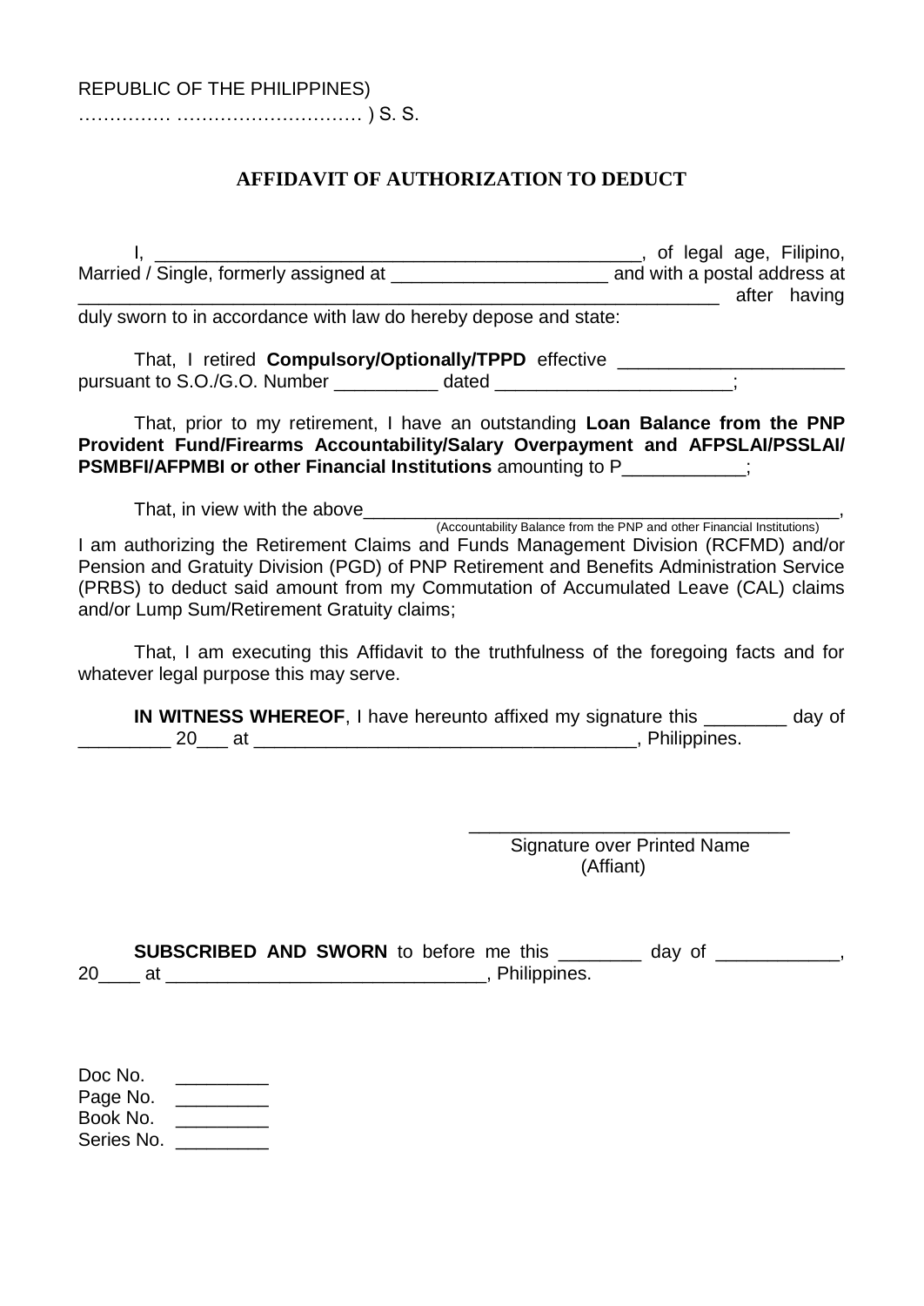REPUBLIC OF THE PHILIPPINES)
…………… ………………………… ) S. S.

## AFFIDAVIT OF AUTHORIZATION TO DEDUCT

I, _________________________________________________, of legal age, Filipino, Married / Single, formerly assigned at ______________________ and with a postal address at _________________________________________________________________ after having duly sworn to in accordance with law do hereby depose and state:

That, I retired **Compulsory/Optionally/TPPD** effective ______________________ pursuant to S.O./G.O. Number __________ dated _______________________;

That, prior to my retirement, I have an outstanding **Loan Balance from the PNP Provident Fund/Firearms Accountability/Salary Overpayment and AFPSLAI/PSSLAI/ PSMBFI/AFPMBI or other Financial Institutions** amounting to P____________;

That, in view with the above_________________________________________________,
(Accountability Balance from the PNP and other Financial Institutions)
I am authorizing the Retirement Claims and Funds Management Division (RCFMD) and/or Pension and Gratuity Division (PGD) of PNP Retirement and Benefits Administration Service (PRBS) to deduct said amount from my Commutation of Accumulated Leave (CAL) claims and/or Lump Sum/Retirement Gratuity claims;

That, I am executing this Affidavit to the truthfulness of the foregoing facts and for whatever legal purpose this may serve.

**IN WITNESS WHEREOF**, I have hereunto affixed my signature this ________ day of _________ 20___ at ______________________________________, Philippines.

_______________________________
Signature over Printed Name
(Affiant)

**SUBSCRIBED AND SWORN** to before me this ________ day of ____________, 20____ at _______________________________, Philippines.

Doc No. _________
Page No. _________
Book No. _________
Series No. _________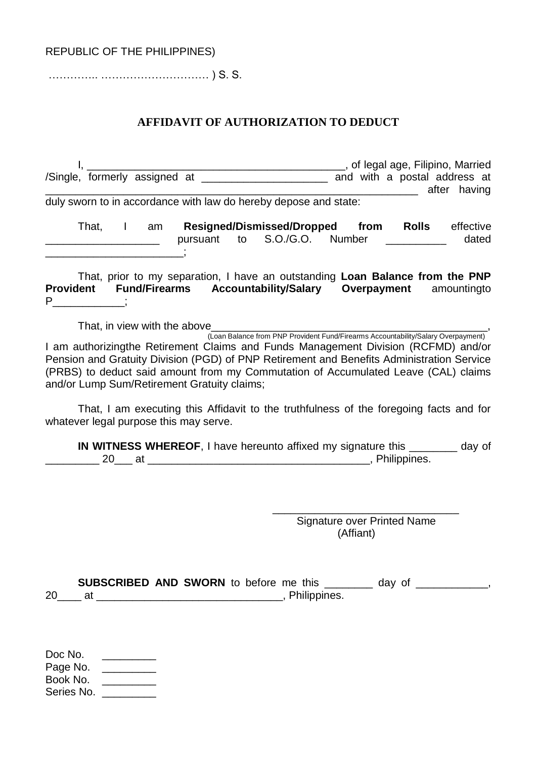REPUBLIC OF THE PHILIPPINES)

………….. ………………………… ) S. S.

## AFFIDAVIT OF AUTHORIZATION TO DEDUCT

I, ____________________________________________, of legal age, Filipino, Married /Single, formerly assigned at _____________________ and with a postal address at ________________________________________________________________ after having duly sworn to in accordance with law do hereby depose and state:

That, I am **Resigned/Dismissed/Dropped from Rolls** effective __________________ pursuant to S.O./G.O. Number __________ dated ______________________;

That, prior to my separation, I have an outstanding **Loan Balance from the PNP Provident Fund/Firearms Accountability/Salary Overpayment** amountingto P___________;

That, in view with the above_______________________________________________,
(Loan Balance from PNP Provident Fund/Firearms Accountability/Salary Overpayment)
I am authorizingthe Retirement Claims and Funds Management Division (RCFMD) and/or Pension and Gratuity Division (PGD) of PNP Retirement and Benefits Administration Service (PRBS) to deduct said amount from my Commutation of Accumulated Leave (CAL) claims and/or Lump Sum/Retirement Gratuity claims;

That, I am executing this Affidavit to the truthfulness of the foregoing facts and for whatever legal purpose this may serve.

**IN WITNESS WHEREOF**, I have hereunto affixed my signature this ________ day of _________ 20___ at ____________________________________, Philippines.

______________________________
Signature over Printed Name
(Affiant)

**SUBSCRIBED AND SWORN** to before me this ________ day of ____________, 20____ at ______________________________, Philippines.

Doc No. _________
Page No. _________
Book No. _________
Series No. _________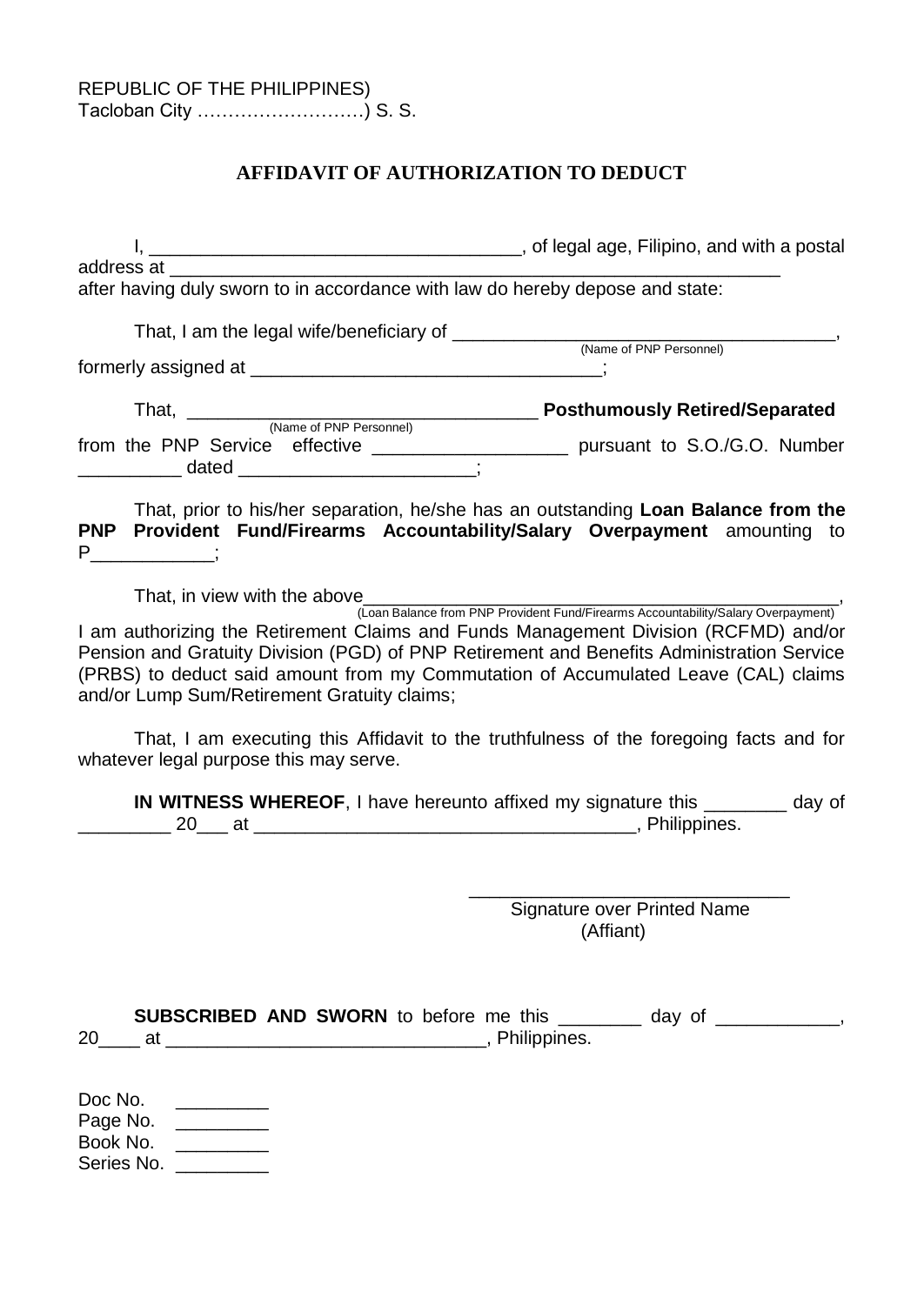REPUBLIC OF THE PHILIPPINES)
Tacloban City ………………………) S. S.

## AFFIDAVIT OF AUTHORIZATION TO DEDUCT

I, ___________________________________, of legal age, Filipino, and with a postal address at ______________________________________________________________ after having duly sworn to in accordance with law do hereby depose and state:

That, I am the legal wife/beneficiary of _____________________________________,
(Name of PNP Personnel)
formerly assigned at _________________________________;

That, _________________________________ **Posthumously Retired/Separated**
(Name of PNP Personnel)
from the PNP Service effective __________________ pursuant to S.O./G.O. Number __________ dated ______________________;

That, prior to his/her separation, he/she has an outstanding **Loan Balance from the PNP Provident Fund/Firearms Accountability/Salary Overpayment** amounting to P___________;

That, in view with the above_____________________________________________,
(Loan Balance from PNP Provident Fund/Firearms Accountability/Salary Overpayment)
I am authorizing the Retirement Claims and Funds Management Division (RCFMD) and/or Pension and Gratuity Division (PGD) of PNP Retirement and Benefits Administration Service (PRBS) to deduct said amount from my Commutation of Accumulated Leave (CAL) claims and/or Lump Sum/Retirement Gratuity claims;

That, I am executing this Affidavit to the truthfulness of the foregoing facts and for whatever legal purpose this may serve.

**IN WITNESS WHEREOF**, I have hereunto affixed my signature this ________ day of _________ 20___ at ____________________________________, Philippines.

_______________________________
Signature over Printed Name
(Affiant)

**SUBSCRIBED AND SWORN** to before me this ________ day of ___________, 20____ at ______________________________, Philippines.

Doc No. _________
Page No. _________
Book No. _________
Series No. _________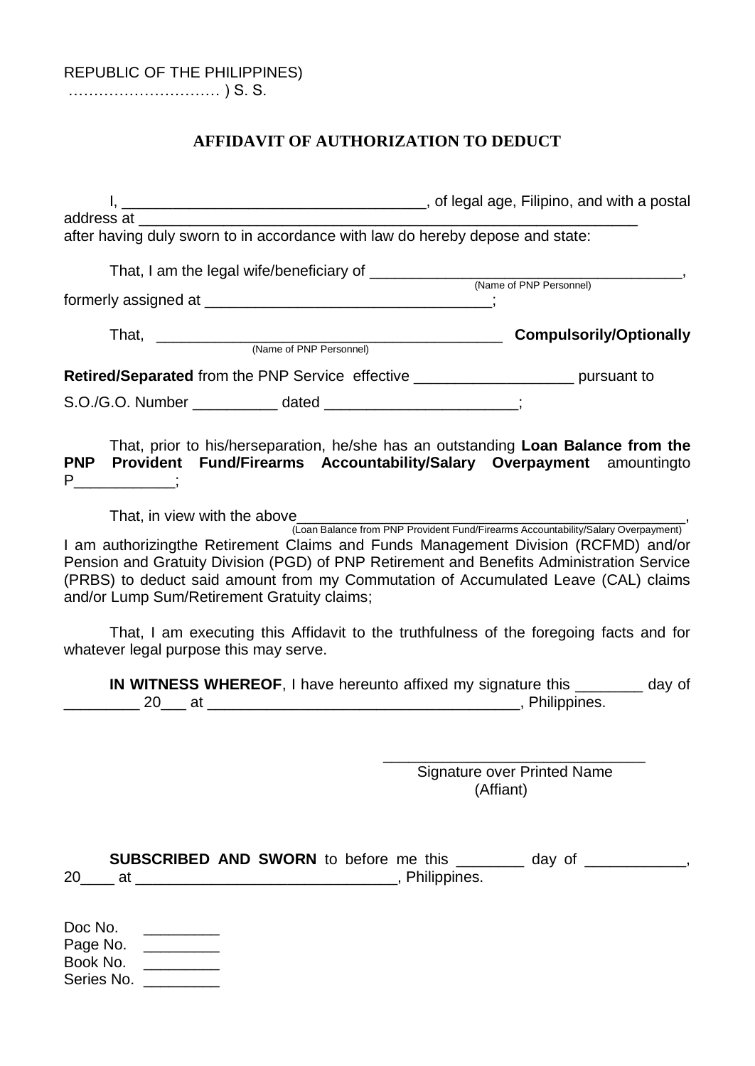REPUBLIC OF THE PHILIPPINES)
………………………… ) S. S.

## AFFIDAVIT OF AUTHORIZATION TO DEDUCT

I, ___________________________________, of legal age, Filipino, and with a postal address at ______________________________________________________________ after having duly sworn to in accordance with law do hereby depose and state:

That, I am the legal wife/beneficiary of ____________________________________,
(Name of PNP Personnel)
formerly assigned at _________________________________;

That, ________________________________________ **Compulsorily/Optionally**
(Name of PNP Personnel)
**Retired/Separated** from the PNP Service effective __________________ pursuant to S.O./G.O. Number __________ dated ______________________;

That, prior to his/herseparation, he/she has an outstanding **Loan Balance from the PNP Provident Fund/Firearms Accountability/Salary Overpayment** amountingto P___________;

That, in view with the above______________________________________________,
(Loan Balance from PNP Provident Fund/Firearms Accountability/Salary Overpayment)
I am authorizingthe Retirement Claims and Funds Management Division (RCFMD) and/or Pension and Gratuity Division (PGD) of PNP Retirement and Benefits Administration Service (PRBS) to deduct said amount from my Commutation of Accumulated Leave (CAL) claims and/or Lump Sum/Retirement Gratuity claims;

That, I am executing this Affidavit to the truthfulness of the foregoing facts and for whatever legal purpose this may serve.

**IN WITNESS WHEREOF**, I have hereunto affixed my signature this ________ day of _________ 20___ at ____________________________________, Philippines.

______________________________
Signature over Printed Name
(Affiant)

**SUBSCRIBED AND SWORN** to before me this ________ day of ____________, 20____ at ______________________________, Philippines.

Doc No. _________
Page No. _________
Book No. _________
Series No. _________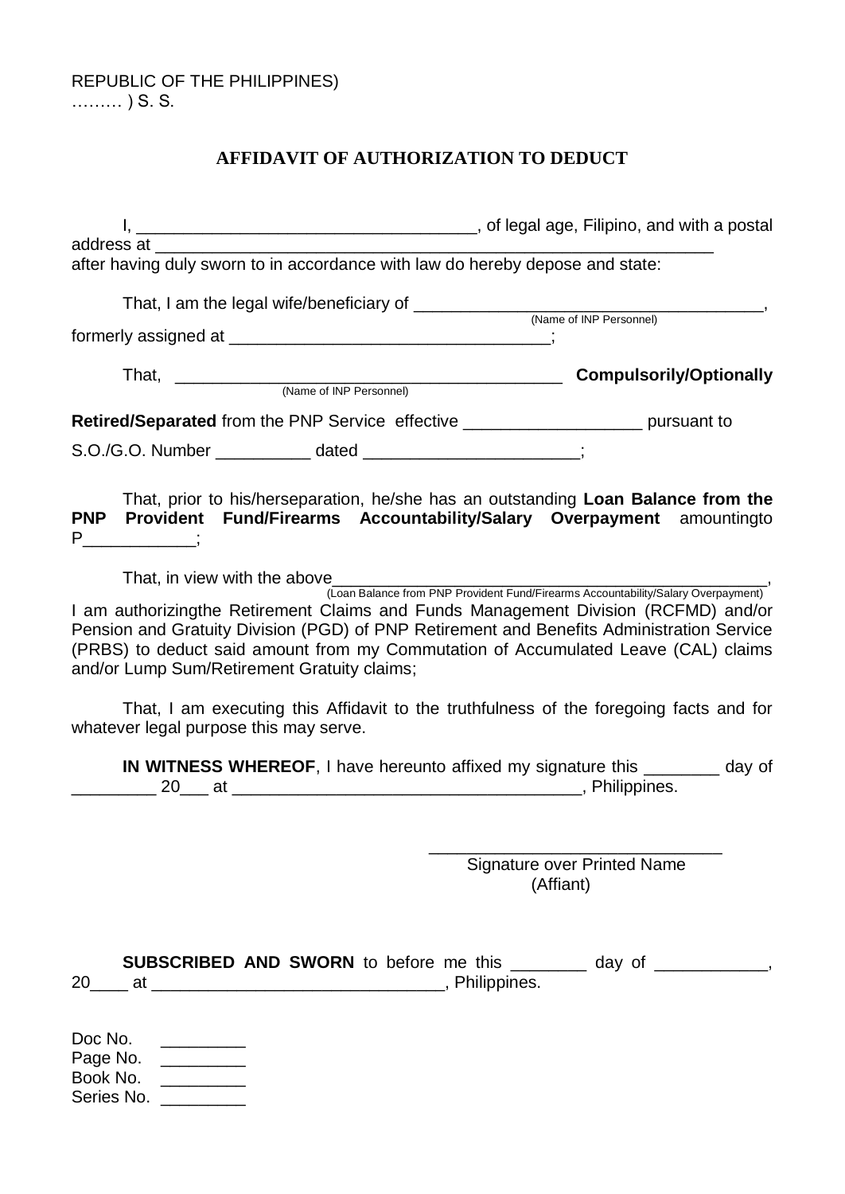REPUBLIC OF THE PHILIPPINES)
……… ) S. S.

# AFFIDAVIT OF AUTHORIZATION TO DEDUCT

I, ___________________________________, of legal age, Filipino, and with a postal address at ______________________________________________________________ after having duly sworn to in accordance with law do hereby depose and state:

That, I am the legal wife/beneficiary of ____________________________________,
(Name of INP Personnel)
formerly assigned at _________________________________;

That, ________________________________________ **Compulsorily/Optionally**
(Name of INP Personnel)

**Retired/Separated** from the PNP Service effective __________________ pursuant to

S.O./G.O. Number __________ dated ______________________;

That, prior to his/herseparation, he/she has an outstanding **Loan Balance from the PNP Provident Fund/Firearms Accountability/Salary Overpayment** amountingto P___________;

That, in view with the above_____________________________________________,
(Loan Balance from PNP Provident Fund/Firearms Accountability/Salary Overpayment)
I am authorizingthe Retirement Claims and Funds Management Division (RCFMD) and/or Pension and Gratuity Division (PGD) of PNP Retirement and Benefits Administration Service (PRBS) to deduct said amount from my Commutation of Accumulated Leave (CAL) claims and/or Lump Sum/Retirement Gratuity claims;

That, I am executing this Affidavit to the truthfulness of the foregoing facts and for whatever legal purpose this may serve.

**IN WITNESS WHEREOF**, I have hereunto affixed my signature this ________ day of _________ 20___ at ____________________________________, Philippines.

______________________________
Signature over Printed Name
(Affiant)

**SUBSCRIBED AND SWORN** to before me this ________ day of ___________, 20____ at ______________________________, Philippines.

Doc No. _________
Page No. _________
Book No. _________
Series No. _________